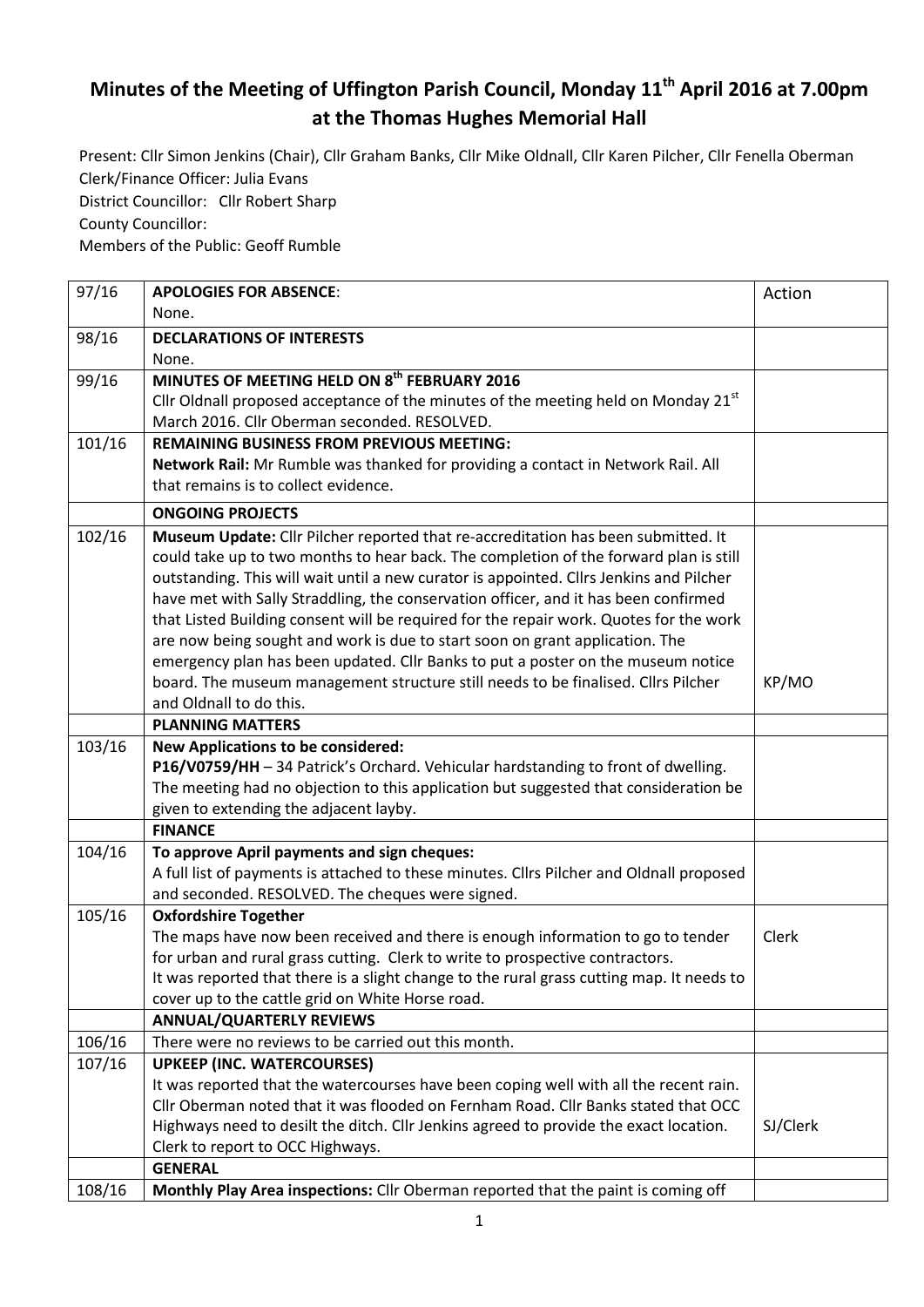# Minutes of the Meeting of Uffington Parish Council, Monday 11th April 2016 at 7.00pm at the Thomas Hughes Memorial Hall

Present: Cllr Simon Jenkins (Chair), Cllr Graham Banks, Cllr Mike Oldnall, Cllr Karen Pilcher, Cllr Fenella Oberman
Clerk/Finance Officer: Julia Evans
District Councillor: Cllr Robert Sharp
County Councillor:
Members of the Public: Geoff Rumble

| | | |
|---|---|---|
| 97/16 | **APOLOGIES FOR ABSENCE**:<br>None. | Action |
| 98/16 | **DECLARATIONS OF INTERESTS**<br>None. | |
| 99/16 | **MINUTES OF MEETING HELD ON 8th FEBRUARY 2016**<br>Cllr Oldnall proposed acceptance of the minutes of the meeting held on Monday 21st March 2016. Cllr Oberman seconded. RESOLVED. | |
| 101/16 | **REMAINING BUSINESS FROM PREVIOUS MEETING:**<br>**Network Rail:** Mr Rumble was thanked for providing a contact in Network Rail. All that remains is to collect evidence. | |
| | **ONGOING PROJECTS** | |
| 102/16 | **Museum Update:** Cllr Pilcher reported that re-accreditation has been submitted. It could take up to two months to hear back. The completion of the forward plan is still outstanding. This will wait until a new curator is appointed. Cllrs Jenkins and Pilcher have met with Sally Straddling, the conservation officer, and it has been confirmed that Listed Building consent will be required for the repair work. Quotes for the work are now being sought and work is due to start soon on grant application. The emergency plan has been updated. Cllr Banks to put a poster on the museum notice board. The museum management structure still needs to be finalised. Cllrs Pilcher and Oldnall to do this. | KP/MO |
| | **PLANNING MATTERS** | |
| 103/16 | **New Applications to be considered:**<br>**P16/V0759/HH** – 34 Patrick's Orchard. Vehicular hardstanding to front of dwelling. The meeting had no objection to this application but suggested that consideration be given to extending the adjacent layby. | |
| | **FINANCE** | |
| 104/16 | **To approve April payments and sign cheques:**<br>A full list of payments is attached to these minutes. Cllrs Pilcher and Oldnall proposed and seconded. RESOLVED. The cheques were signed. | |
| 105/16 | **Oxfordshire Together**<br>The maps have now been received and there is enough information to go to tender for urban and rural grass cutting. Clerk to write to prospective contractors.<br>It was reported that there is a slight change to the rural grass cutting map. It needs to cover up to the cattle grid on White Horse road. | Clerk |
| | **ANNUAL/QUARTERLY REVIEWS** | |
| 106/16 | There were no reviews to be carried out this month. | |
| 107/16 | **UPKEEP (INC. WATERCOURSES)**<br>It was reported that the watercourses have been coping well with all the recent rain. Cllr Oberman noted that it was flooded on Fernham Road. Cllr Banks stated that OCC Highways need to desilt the ditch. Cllr Jenkins agreed to provide the exact location. Clerk to report to OCC Highways. | SJ/Clerk |
| | **GENERAL** | |
| 108/16 | **Monthly Play Area inspections:** Cllr Oberman reported that the paint is coming off | |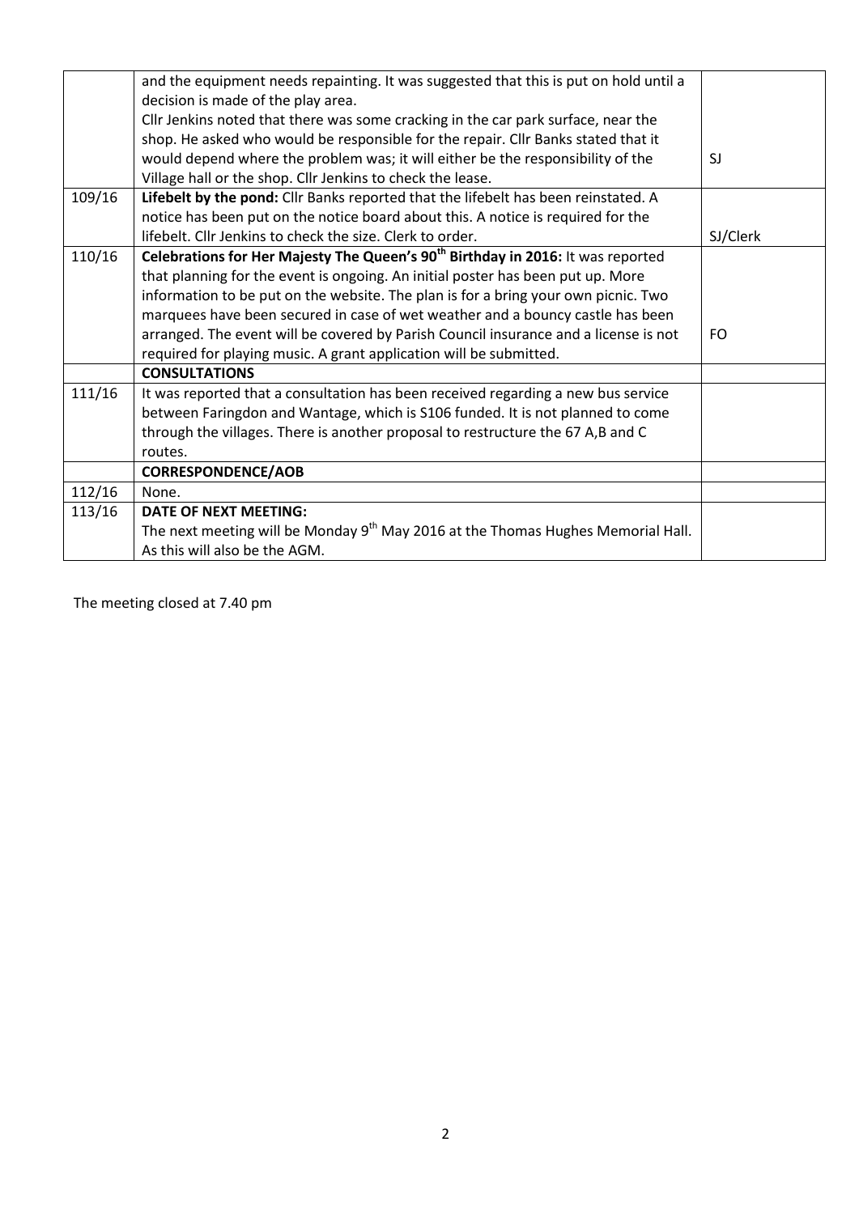| | | |
|---|---|---|
| | and the equipment needs repainting. It was suggested that this is put on hold until a decision is made of the play area.<br>Cllr Jenkins noted that there was some cracking in the car park surface, near the shop. He asked who would be responsible for the repair. Cllr Banks stated that it would depend where the problem was; it will either be the responsibility of the Village hall or the shop. Cllr Jenkins to check the lease. | SJ |
| 109/16 | **Lifebelt by the pond:** Cllr Banks reported that the lifebelt has been reinstated. A notice has been put on the notice board about this. A notice is required for the lifebelt. Cllr Jenkins to check the size. Clerk to order. | SJ/Clerk |
| 110/16 | **Celebrations for Her Majesty The Queen's 90th Birthday in 2016:** It was reported that planning for the event is ongoing. An initial poster has been put up. More information to be put on the website. The plan is for a bring your own picnic. Two marquees have been secured in case of wet weather and a bouncy castle has been arranged. The event will be covered by Parish Council insurance and a license is not required for playing music. A grant application will be submitted. | FO |
| | **CONSULTATIONS** | |
| 111/16 | It was reported that a consultation has been received regarding a new bus service between Faringdon and Wantage, which is S106 funded. It is not planned to come through the villages. There is another proposal to restructure the 67 A,B and C routes. | |
| | **CORRESPONDENCE/AOB** | |
| 112/16 | None. | |
| 113/16 | **DATE OF NEXT MEETING:**<br>The next meeting will be Monday 9th May 2016 at the Thomas Hughes Memorial Hall. As this will also be the AGM. | |

The meeting closed at 7.40 pm